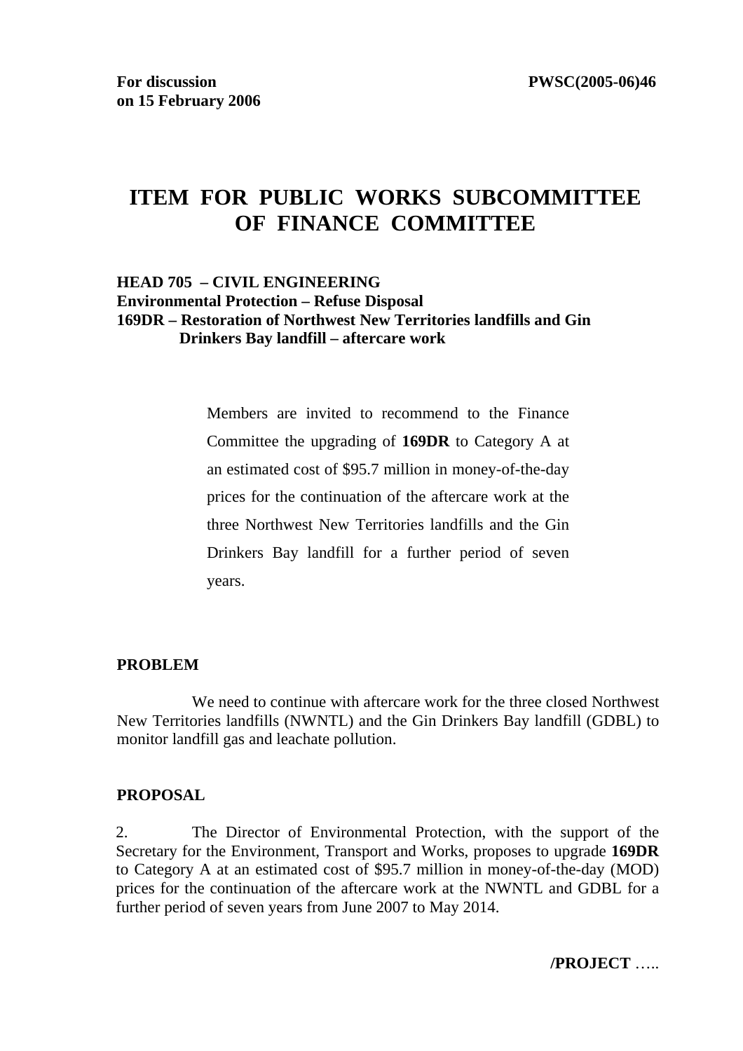**For discussion on 15 February 2006**

**PWSC(2005-06)46**

# ITEM FOR PUBLIC WORKS SUBCOMMITTEE OF FINANCE COMMITTEE

**HEAD 705 – CIVIL ENGINEERING**
**Environmental Protection – Refuse Disposal**
**169DR – Restoration of Northwest New Territories landfills and Gin Drinkers Bay landfill – aftercare work**

> Members are invited to recommend to the Finance Committee the upgrading of **169DR** to Category A at an estimated cost of $95.7 million in money-of-the-day prices for the continuation of the aftercare work at the three Northwest New Territories landfills and the Gin Drinkers Bay landfill for a further period of seven years.

## PROBLEM

We need to continue with aftercare work for the three closed Northwest New Territories landfills (NWNTL) and the Gin Drinkers Bay landfill (GDBL) to monitor landfill gas and leachate pollution.

## PROPOSAL

2. The Director of Environmental Protection, with the support of the Secretary for the Environment, Transport and Works, proposes to upgrade **169DR** to Category A at an estimated cost of $95.7 million in money-of-the-day (MOD) prices for the continuation of the aftercare work at the NWNTL and GDBL for a further period of seven years from June 2007 to May 2014.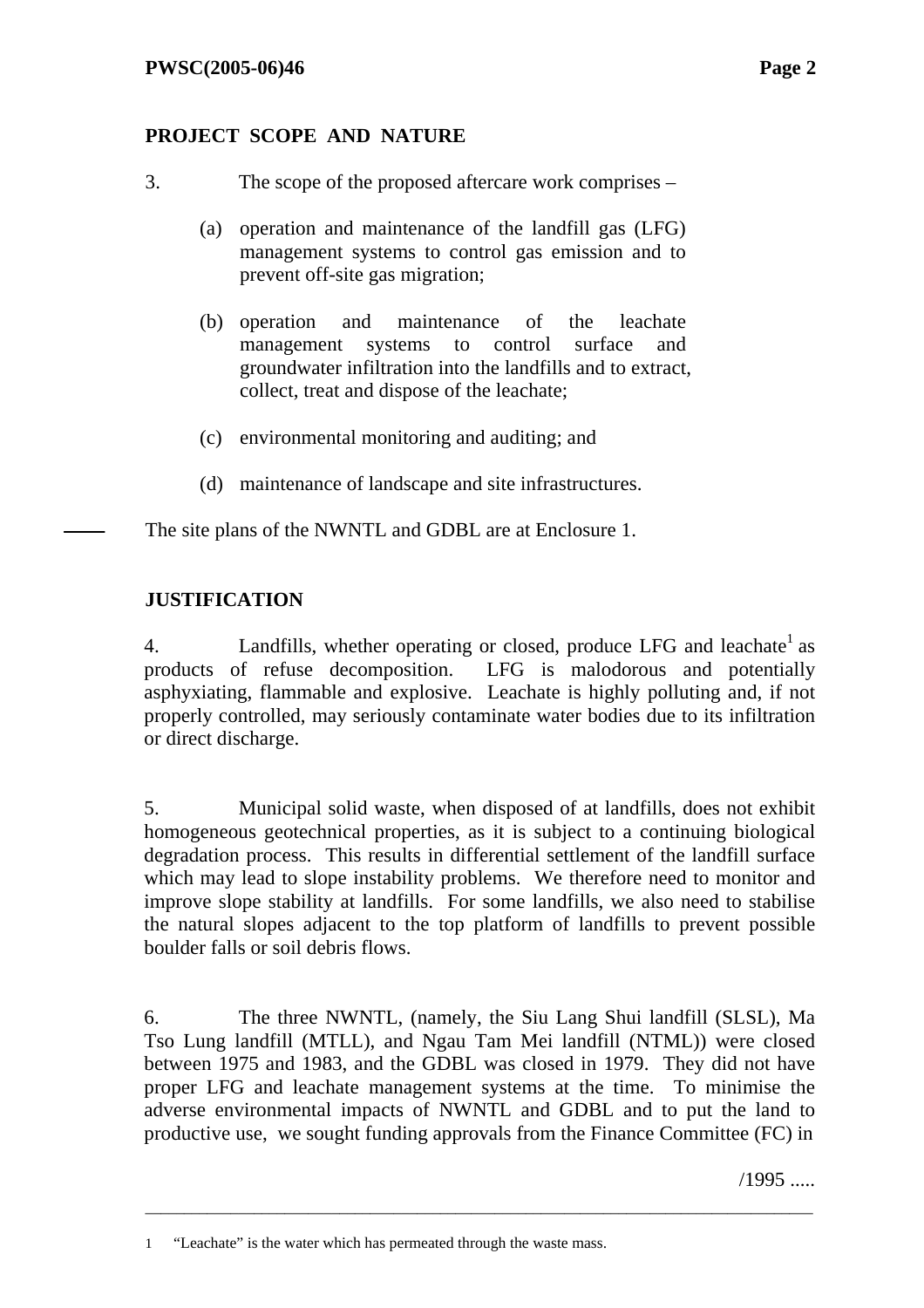## PROJECT SCOPE AND NATURE

3. The scope of the proposed aftercare work comprises –

(a) operation and maintenance of the landfill gas (LFG) management systems to control gas emission and to prevent off-site gas migration;

(b) operation and maintenance of the leachate management systems to control surface and groundwater infiltration into the landfills and to extract, collect, treat and dispose of the leachate;

(c) environmental monitoring and auditing; and

(d) maintenance of landscape and site infrastructures.

The site plans of the NWNTL and GDBL are at Enclosure 1.

## JUSTIFICATION

4. Landfills, whether operating or closed, produce LFG and leachate[1] as products of refuse decomposition. LFG is malodorous and potentially asphyxiating, flammable and explosive. Leachate is highly polluting and, if not properly controlled, may seriously contaminate water bodies due to its infiltration or direct discharge.

5. Municipal solid waste, when disposed of at landfills, does not exhibit homogeneous geotechnical properties, as it is subject to a continuing biological degradation process. This results in differential settlement of the landfill surface which may lead to slope instability problems. We therefore need to monitor and improve slope stability at landfills. For some landfills, we also need to stabilise the natural slopes adjacent to the top platform of landfills to prevent possible boulder falls or soil debris flows.

6. The three NWNTL, (namely, the Siu Lang Shui landfill (SLSL), Ma Tso Lung landfill (MTLL), and Ngau Tam Mei landfill (NTML)) were closed between 1975 and 1983, and the GDBL was closed in 1979. They did not have proper LFG and leachate management systems at the time. To minimise the adverse environmental impacts of NWNTL and GDBL and to put the land to productive use, we sought funding approvals from the Finance Committee (FC) in

/1995 .....

---

1 "Leachate" is the water which has permeated through the waste mass.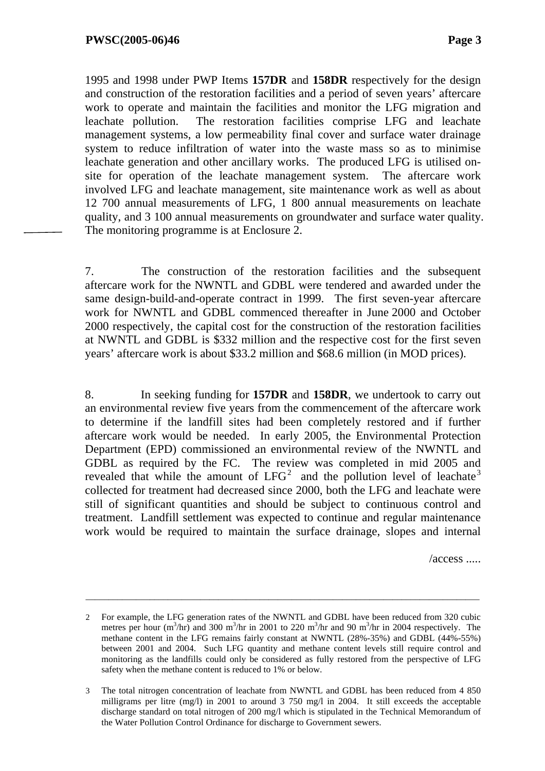1995 and 1998 under PWP Items **157DR** and **158DR** respectively for the design and construction of the restoration facilities and a period of seven years' aftercare work to operate and maintain the facilities and monitor the LFG migration and leachate pollution. The restoration facilities comprise LFG and leachate management systems, a low permeability final cover and surface water drainage system to reduce infiltration of water into the waste mass so as to minimise leachate generation and other ancillary works. The produced LFG is utilised on-site for operation of the leachate management system. The aftercare work involved LFG and leachate management, site maintenance work as well as about 12 700 annual measurements of LFG, 1 800 annual measurements on leachate quality, and 3 100 annual measurements on groundwater and surface water quality. The monitoring programme is at Enclosure 2.

7. The construction of the restoration facilities and the subsequent aftercare work for the NWNTL and GDBL were tendered and awarded under the same design-build-and-operate contract in 1999. The first seven-year aftercare work for NWNTL and GDBL commenced thereafter in June 2000 and October 2000 respectively, the capital cost for the construction of the restoration facilities at NWNTL and GDBL is $332 million and the respective cost for the first seven years' aftercare work is about $33.2 million and $68.6 million (in MOD prices).

8. In seeking funding for **157DR** and **158DR**, we undertook to carry out an environmental review five years from the commencement of the aftercare work to determine if the landfill sites had been completely restored and if further aftercare work would be needed. In early 2005, the Environmental Protection Department (EPD) commissioned an environmental review of the NWNTL and GDBL as required by the FC. The review was completed in mid 2005 and revealed that while the amount of LFG[2] and the pollution level of leachate[3] collected for treatment had decreased since 2000, both the LFG and leachate were still of significant quantities and should be subject to continuous control and treatment. Landfill settlement was expected to continue and regular maintenance work would be required to maintain the surface drainage, slopes and internal

/access .....

---

2 For example, the LFG generation rates of the NWNTL and GDBL have been reduced from 320 cubic metres per hour ($m^3$/hr) and 300 $m^3$/hr in 2001 to 220 $m^3$/hr and 90 $m^3$/hr in 2004 respectively. The methane content in the LFG remains fairly constant at NWNTL (28%-35%) and GDBL (44%-55%) between 2001 and 2004. Such LFG quantity and methane content levels still require control and monitoring as the landfills could only be considered as fully restored from the perspective of LFG safety when the methane content is reduced to 1% or below.

3 The total nitrogen concentration of leachate from NWNTL and GDBL has been reduced from 4 850 milligrams per litre (mg/l) in 2001 to around 3 750 mg/l in 2004. It still exceeds the acceptable discharge standard on total nitrogen of 200 mg/l which is stipulated in the Technical Memorandum of the Water Pollution Control Ordinance for discharge to Government sewers.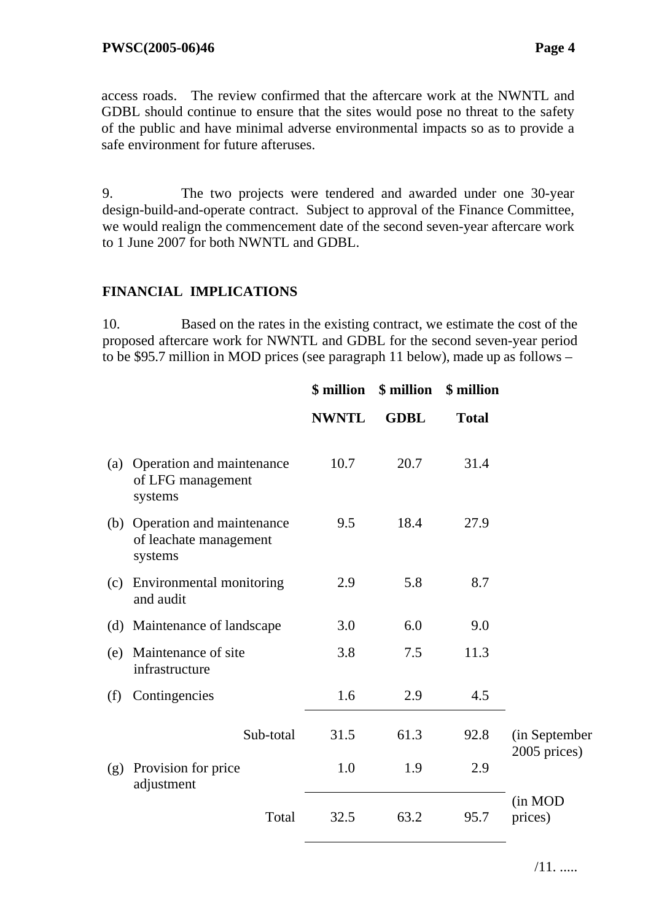access roads. The review confirmed that the aftercare work at the NWNTL and GDBL should continue to ensure that the sites would pose no threat to the safety of the public and have minimal adverse environmental impacts so as to provide a safe environment for future afteruses.

9. The two projects were tendered and awarded under one 30-year design-build-and-operate contract. Subject to approval of the Finance Committee, we would realign the commencement date of the second seven-year aftercare work to 1 June 2007 for both NWNTL and GDBL.

## FINANCIAL IMPLICATIONS

10. Based on the rates in the existing contract, we estimate the cost of the proposed aftercare work for NWNTL and GDBL for the second seven-year period to be $95.7 million in MOD prices (see paragraph 11 below), made up as follows –

| | $ million<br>NWNTL | $ million<br>GDBL | $ million<br>Total | |
|---|---|---|---|---|
| (a) Operation and maintenance of LFG management systems | 10.7 | 20.7 | 31.4 | |
| (b) Operation and maintenance of leachate management systems | 9.5 | 18.4 | 27.9 | |
| (c) Environmental monitoring and audit | 2.9 | 5.8 | 8.7 | |
| (d) Maintenance of landscape | 3.0 | 6.0 | 9.0 | |
| (e) Maintenance of site infrastructure | 3.8 | 7.5 | 11.3 | |
| (f) Contingencies | 1.6 | 2.9 | 4.5 | |
| Sub-total | 31.5 | 61.3 | 92.8 | (in September 2005 prices) |
| (g) Provision for price adjustment | 1.0 | 1.9 | 2.9 | |
| Total | 32.5 | 63.2 | 95.7 | (in MOD prices) |

/11. .....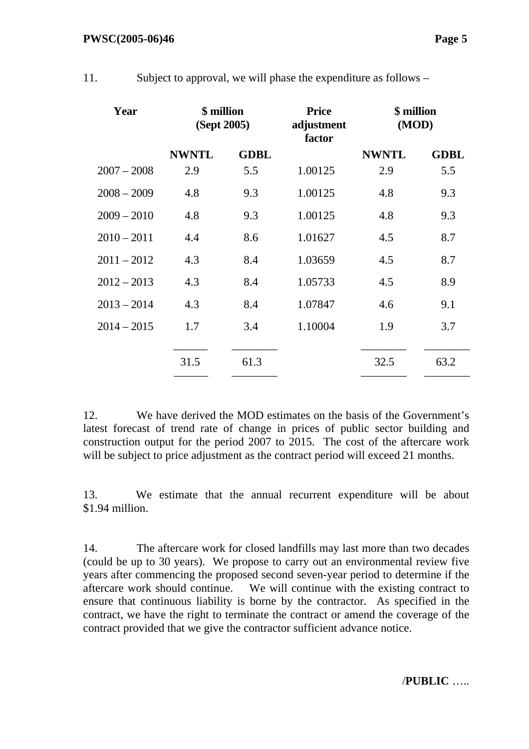11. Subject to approval, we will phase the expenditure as follows –

| Year | $ million (Sept 2005) | | Price adjustment factor | $ million (MOD) | |
|---|---|---|---|---|---|
| | **NWNTL** | **GDBL** | | **NWNTL** | **GDBL** |
| 2007 – 2008 | 2.9 | 5.5 | 1.00125 | 2.9 | 5.5 |
| 2008 – 2009 | 4.8 | 9.3 | 1.00125 | 4.8 | 9.3 |
| 2009 – 2010 | 4.8 | 9.3 | 1.00125 | 4.8 | 9.3 |
| 2010 – 2011 | 4.4 | 8.6 | 1.01627 | 4.5 | 8.7 |
| 2011 – 2012 | 4.3 | 8.4 | 1.03659 | 4.5 | 8.7 |
| 2012 – 2013 | 4.3 | 8.4 | 1.05733 | 4.5 | 8.9 |
| 2013 – 2014 | 4.3 | 8.4 | 1.07847 | 4.6 | 9.1 |
| 2014 – 2015 | 1.7 | 3.4 | 1.10004 | 1.9 | 3.7 |
| | 31.5 | 61.3 | | 32.5 | 63.2 |

12. We have derived the MOD estimates on the basis of the Government's latest forecast of trend rate of change in prices of public sector building and construction output for the period 2007 to 2015. The cost of the aftercare work will be subject to price adjustment as the contract period will exceed 21 months.

13. We estimate that the annual recurrent expenditure will be about $1.94 million.

14. The aftercare work for closed landfills may last more than two decades (could be up to 30 years). We propose to carry out an environmental review five years after commencing the proposed second seven-year period to determine if the aftercare work should continue. We will continue with the existing contract to ensure that continuous liability is borne by the contractor. As specified in the contract, we have the right to terminate the contract or amend the coverage of the contract provided that we give the contractor sufficient advance notice.

/**PUBLIC** …..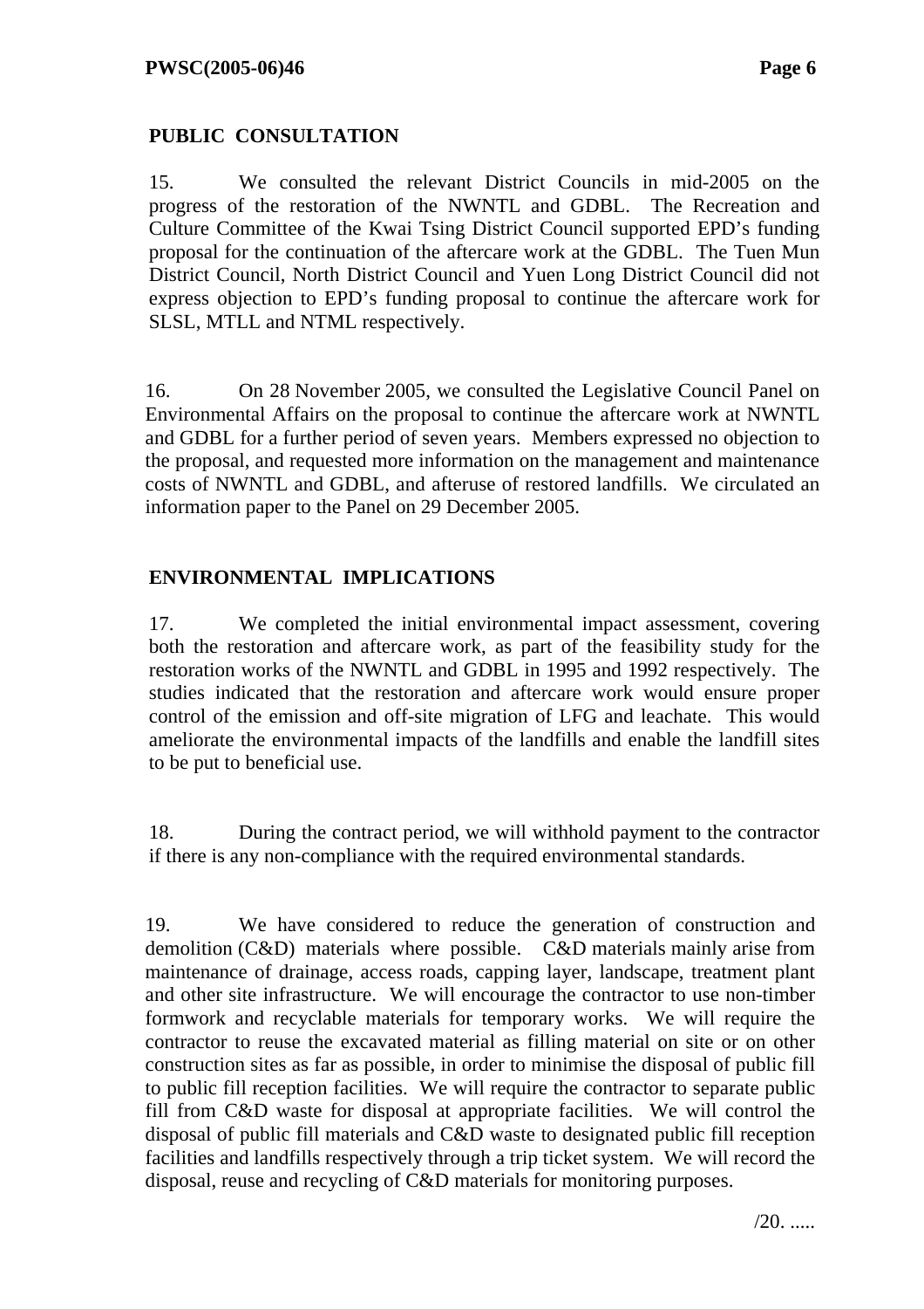## PUBLIC CONSULTATION

15. We consulted the relevant District Councils in mid-2005 on the progress of the restoration of the NWNTL and GDBL. The Recreation and Culture Committee of the Kwai Tsing District Council supported EPD's funding proposal for the continuation of the aftercare work at the GDBL. The Tuen Mun District Council, North District Council and Yuen Long District Council did not express objection to EPD's funding proposal to continue the aftercare work for SLSL, MTLL and NTML respectively.

16. On 28 November 2005, we consulted the Legislative Council Panel on Environmental Affairs on the proposal to continue the aftercare work at NWNTL and GDBL for a further period of seven years. Members expressed no objection to the proposal, and requested more information on the management and maintenance costs of NWNTL and GDBL, and afteruse of restored landfills. We circulated an information paper to the Panel on 29 December 2005.

## ENVIRONMENTAL IMPLICATIONS

17. We completed the initial environmental impact assessment, covering both the restoration and aftercare work, as part of the feasibility study for the restoration works of the NWNTL and GDBL in 1995 and 1992 respectively. The studies indicated that the restoration and aftercare work would ensure proper control of the emission and off-site migration of LFG and leachate. This would ameliorate the environmental impacts of the landfills and enable the landfill sites to be put to beneficial use.

18. During the contract period, we will withhold payment to the contractor if there is any non-compliance with the required environmental standards.

19. We have considered to reduce the generation of construction and demolition (C&D) materials where possible. C&D materials mainly arise from maintenance of drainage, access roads, capping layer, landscape, treatment plant and other site infrastructure. We will encourage the contractor to use non-timber formwork and recyclable materials for temporary works. We will require the contractor to reuse the excavated material as filling material on site or on other construction sites as far as possible, in order to minimise the disposal of public fill to public fill reception facilities. We will require the contractor to separate public fill from C&D waste for disposal at appropriate facilities. We will control the disposal of public fill materials and C&D waste to designated public fill reception facilities and landfills respectively through a trip ticket system. We will record the disposal, reuse and recycling of C&D materials for monitoring purposes.

/20. .....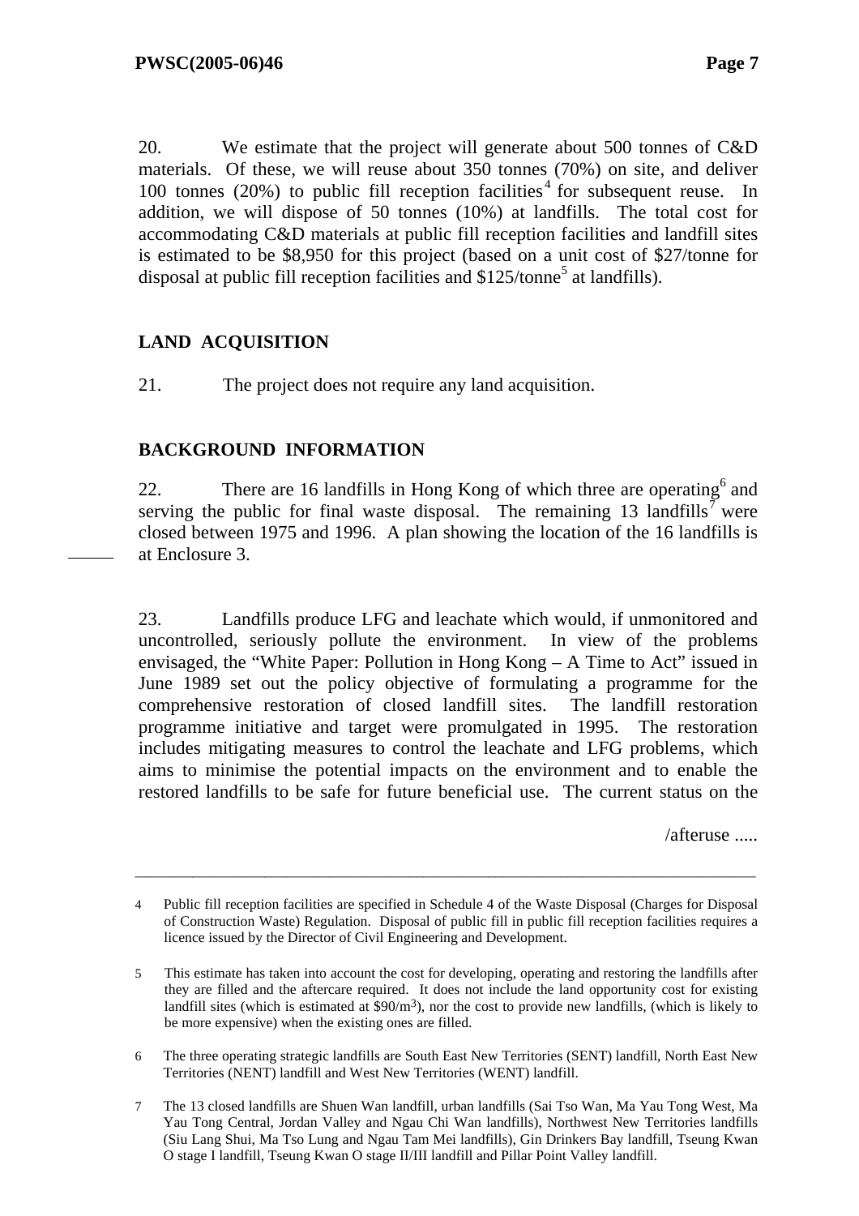20. We estimate that the project will generate about 500 tonnes of C&D materials. Of these, we will reuse about 350 tonnes (70%) on site, and deliver 100 tonnes (20%) to public fill reception facilities[4] for subsequent reuse. In addition, we will dispose of 50 tonnes (10%) at landfills. The total cost for accommodating C&D materials at public fill reception facilities and landfill sites is estimated to be $8,950 for this project (based on a unit cost of $27/tonne for disposal at public fill reception facilities and $125/tonne[5] at landfills).

## LAND ACQUISITION

21. The project does not require any land acquisition.

## BACKGROUND INFORMATION

22. There are 16 landfills in Hong Kong of which three are operating[6] and serving the public for final waste disposal. The remaining 13 landfills[7] were closed between 1975 and 1996. A plan showing the location of the 16 landfills is at Enclosure 3.

23. Landfills produce LFG and leachate which would, if unmonitored and uncontrolled, seriously pollute the environment. In view of the problems envisaged, the "White Paper: Pollution in Hong Kong – A Time to Act" issued in June 1989 set out the policy objective of formulating a programme for the comprehensive restoration of closed landfill sites. The landfill restoration programme initiative and target were promulgated in 1995. The restoration includes mitigating measures to control the leachate and LFG problems, which aims to minimise the potential impacts on the environment and to enable the restored landfills to be safe for future beneficial use. The current status on the

/afteruse .....

---

4 Public fill reception facilities are specified in Schedule 4 of the Waste Disposal (Charges for Disposal of Construction Waste) Regulation. Disposal of public fill in public fill reception facilities requires a licence issued by the Director of Civil Engineering and Development.

5 This estimate has taken into account the cost for developing, operating and restoring the landfills after they are filled and the aftercare required. It does not include the land opportunity cost for existing landfill sites (which is estimated at $90/m$^3$), nor the cost to provide new landfills, (which is likely to be more expensive) when the existing ones are filled.

6 The three operating strategic landfills are South East New Territories (SENT) landfill, North East New Territories (NENT) landfill and West New Territories (WENT) landfill.

7 The 13 closed landfills are Shuen Wan landfill, urban landfills (Sai Tso Wan, Ma Yau Tong West, Ma Yau Tong Central, Jordan Valley and Ngau Chi Wan landfills), Northwest New Territories landfills (Siu Lang Shui, Ma Tso Lung and Ngau Tam Mei landfills), Gin Drinkers Bay landfill, Tseung Kwan O stage I landfill, Tseung Kwan O stage II/III landfill and Pillar Point Valley landfill.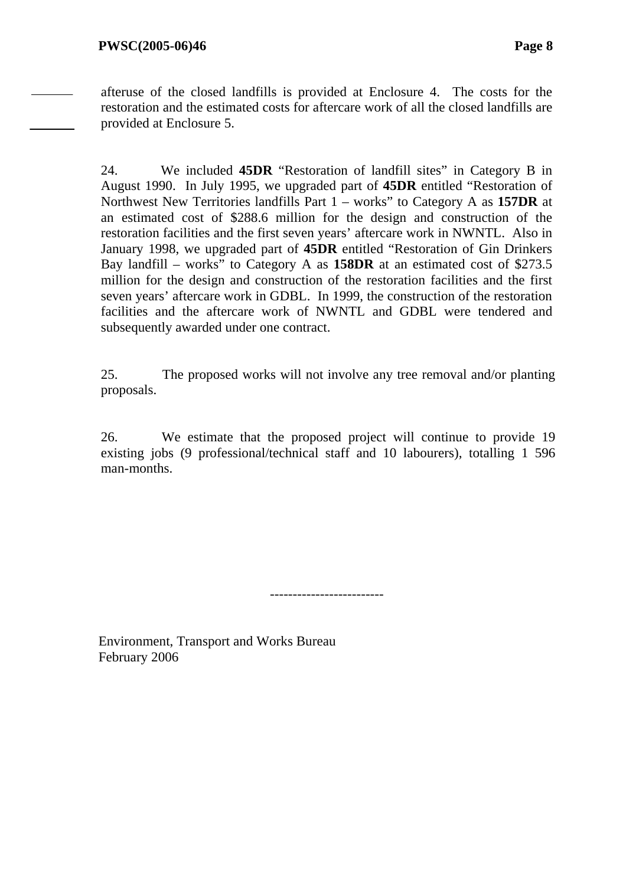afteruse of the closed landfills is provided at Enclosure 4. The costs for the restoration and the estimated costs for aftercare work of all the closed landfills are provided at Enclosure 5.

24. We included **45DR** "Restoration of landfill sites" in Category B in August 1990. In July 1995, we upgraded part of **45DR** entitled "Restoration of Northwest New Territories landfills Part 1 – works" to Category A as **157DR** at an estimated cost of $288.6 million for the design and construction of the restoration facilities and the first seven years' aftercare work in NWNTL. Also in January 1998, we upgraded part of **45DR** entitled "Restoration of Gin Drinkers Bay landfill – works" to Category A as **158DR** at an estimated cost of $273.5 million for the design and construction of the restoration facilities and the first seven years' aftercare work in GDBL. In 1999, the construction of the restoration facilities and the aftercare work of NWNTL and GDBL were tendered and subsequently awarded under one contract.

25. The proposed works will not involve any tree removal and/or planting proposals.

26. We estimate that the proposed project will continue to provide 19 existing jobs (9 professional/technical staff and 10 labourers), totalling 1 596 man-months.

-------------------------

Environment, Transport and Works Bureau
February 2006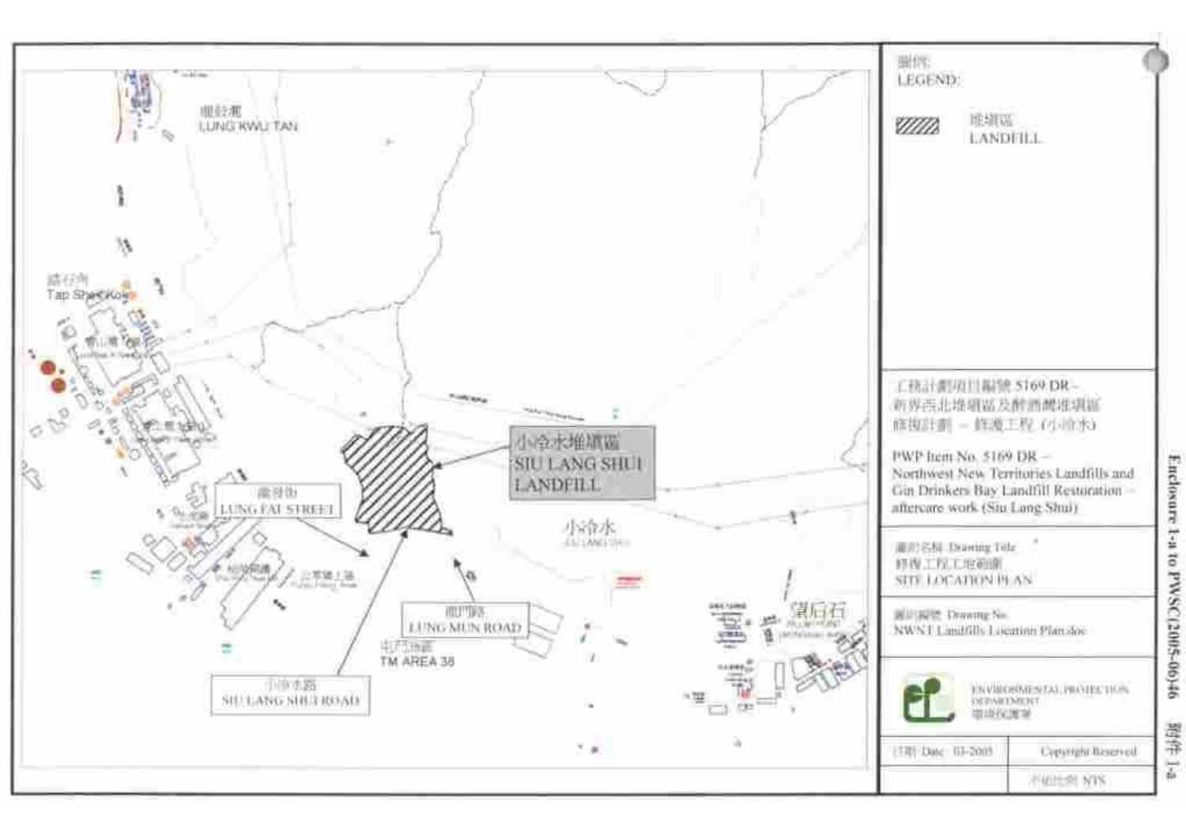圖例
LEGEND:

堆填區
LANDFILL

小冷水堆填區
SIU LANG SHUI LANDFILL

龍鼓灘
LUNG KWU TAN

踏石角
Tap Shek Kok

龍發街
LUNG FAT STREET

龍門路
LUNG MUN ROAD

屯門第38區
TM AREA 38

小冷水路
SIU LANG SHUI ROAD

小冷水
SIU LANG SHUI

望后石
PILLAR POINT

工務計劃項目編號 5169 DR –
新界西北堆填區及醉酒灣堆填區
修復計劃 – 善後工程（小冷水）

PWP Item No. 5169 DR –
Northwest New Territories Landfills and Gin Drinkers Bay Landfill Restoration – aftercare work (Siu Lang Shui)

圖則名稱 Drawing Title
修復工程工地範圍
SITE LOCATION PLAN

圖則編號 Drawing No.
NWNT Landfills Location Plan.doc

ENVIRONMENTAL PROTECTION DEPARTMENT
環境保護署

日期 Date 03-2005

Copyright Reserved

不依比例 NTS

Enclosure 1-a to PWSC(2005-06)46 附件 1-a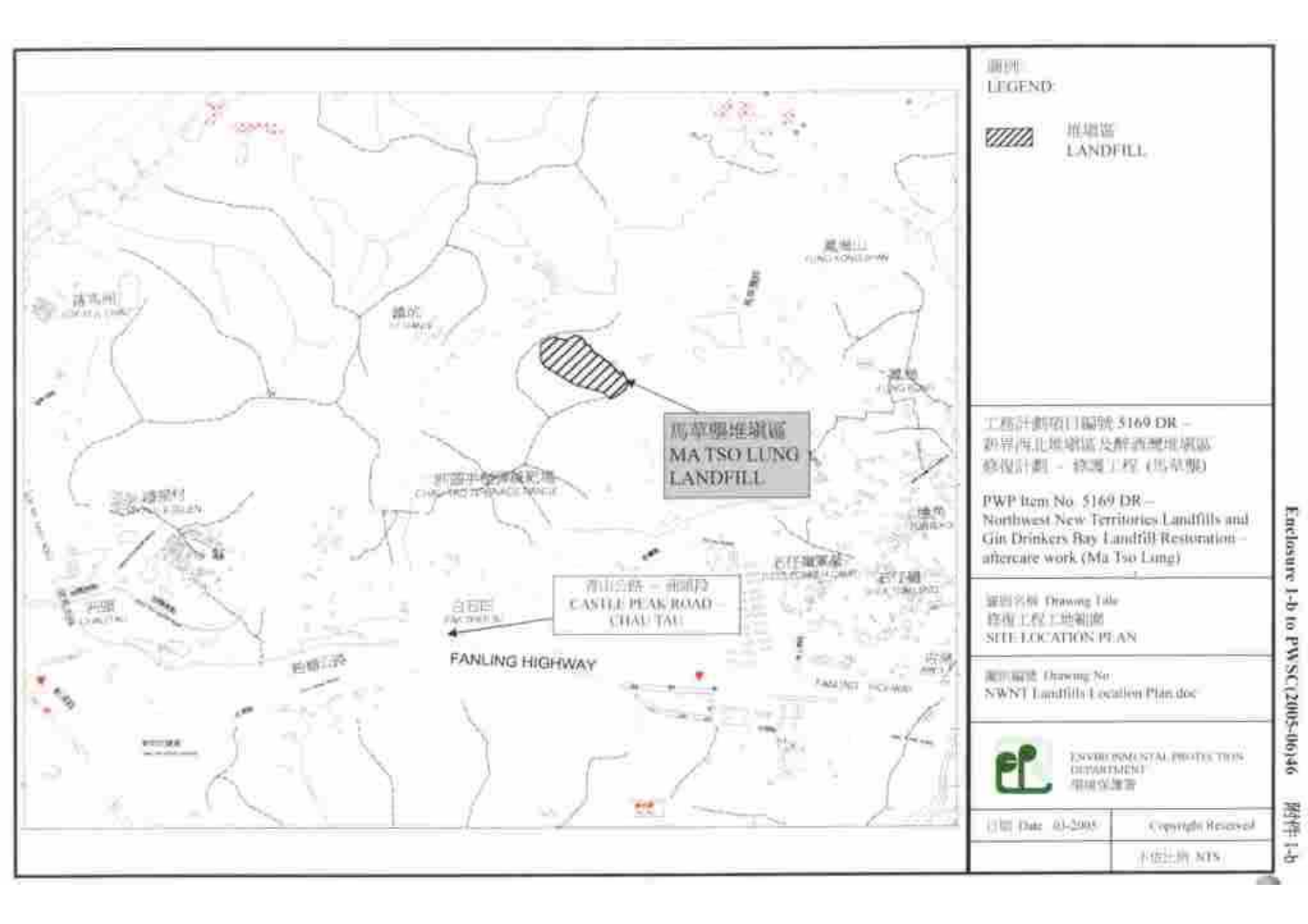圖例
LEGEND

堆填區
LANDFILL

馬草壟堆填區
MA TSO LUNG LANDFILL

青山公路 – 洲頭段
CASTLE PEAK ROAD – CHAU TAU

FANLING HIGHWAY

工務計劃項目編號 5169 DR –
新界西北堆填區及醉酒灣堆填區
修復計劃 – 修護工程（馬草壟）

PWP Item No. 5169 DR –
Northwest New Territories Landfills and Gin Drinkers Bay Landfill Restoration – aftercare work (Ma Tso Lung)

圖則名稱 Drawing Title
修復工程工地範圍
SITE LOCATION PLAN

圖則編號 Drawing No.
NWNT Landfills Location Plan.doc

ENVIRONMENTAL PROTECTION DEPARTMENT
環境保護署

日期 Date 03-2005

Copyright Reserved

不依比例 NTS

Enclosure 1-b to PWSC(2005-06)46 附件1-b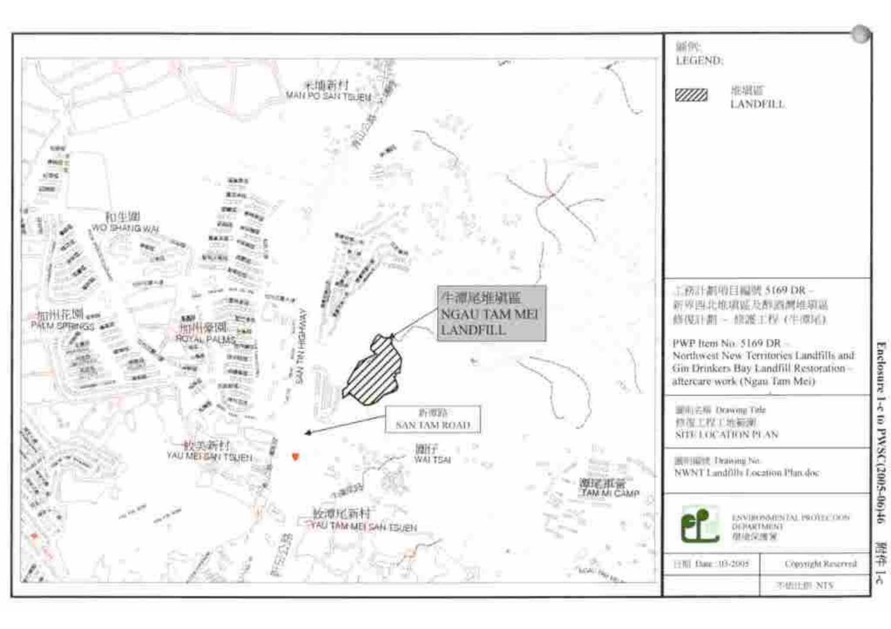圖例
LEGEND:

堆填區
LANDFILL

米埔新村
MAN PO SAN TSUEN

和生圍
WO SHANG WAI

加州花園
PALM SPRINGS

加州豪園
ROYAL PALMS

SAN TIN HIGHWAY

牛潭尾堆填區
NGAU TAM MEI LANDFILL

新潭路
SAN TAM ROAD

攸美新村
YAU MEI SAN TSUEN

圍仔
WAI TSAI

潭尾軍營
TAM MI CAMP

牛潭尾新村
YAU TAM MEI SAN TSUEN

工務計劃項目編號 5169 DR –
新界西北堆填區及醉酒灣堆填區
修復計劃 – 修護工程（牛潭尾）

PWP Item No. 5169 DR –
Northwest New Territories Landfills and Gin Drinkers Bay Landfill Restoration – aftercare work (Ngau Tam Mei)

圖則名稱 Drawing Title
修復工程工地範圍
SITE LOCATION PLAN

圖則編號 Drawing No.
NWNT Landfills Location Plan.doc

ENVIRONMENTAL PROTECTION DEPARTMENT
環境保護署

日期 Date: 10-2005

Copyright Reserved

不依比例 NTS

Enclosure 1-c to PWSC(2005-06)46 附件 1-c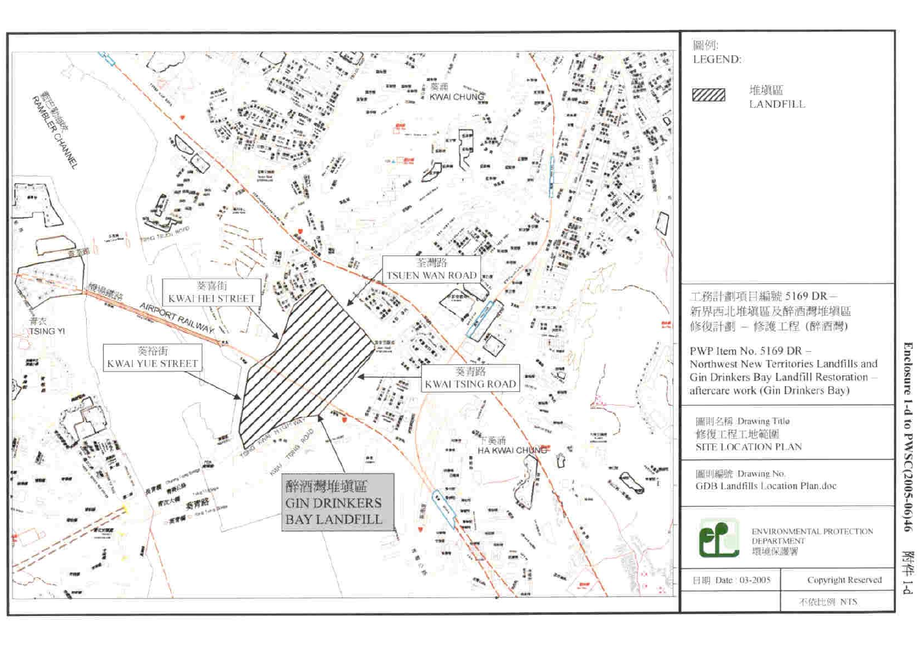Enclosure 1-d to PWSC(2005-06)46 附件 1-d

圖例:
LEGEND:

堆填區
LANDFILL

工務計劃項目編號 5169 DR –
新界西北堆填區及醉酒灣堆填區修復計劃 – 修護工程 (醉酒灣)

PWP Item No. 5169 DR –
Northwest New Territories Landfills and Gin Drinkers Bay Landfill Restoration – aftercare work (Gin Drinkers Bay)

圖則名稱 Drawing Title
修復工程工地範圍
SITE LOCATION PLAN

圖則編號 Drawing No.
GDB Landfills Location Plan.doc

ENVIRONMENTAL PROTECTION DEPARTMENT
環境保護署

日期 Date : 03-2005

Copyright Reserved

不依比例 NTS

醉酒灣堆填區
GIN DRINKERS BAY LANDFILL

荃灣路 TSUEN WAN ROAD

葵青路 KWAI TSING ROAD

葵喜街 KWAI HEI STREET

葵裕街 KWAI YUE STREET

葵涌 KWAI CHUNG

下葵涌 HA KWAI CHUNG

青衣 TSING YI

藍巴勒海峽 RAMBLER CHANNEL

機場鐵路 AIRPORT RAILWAY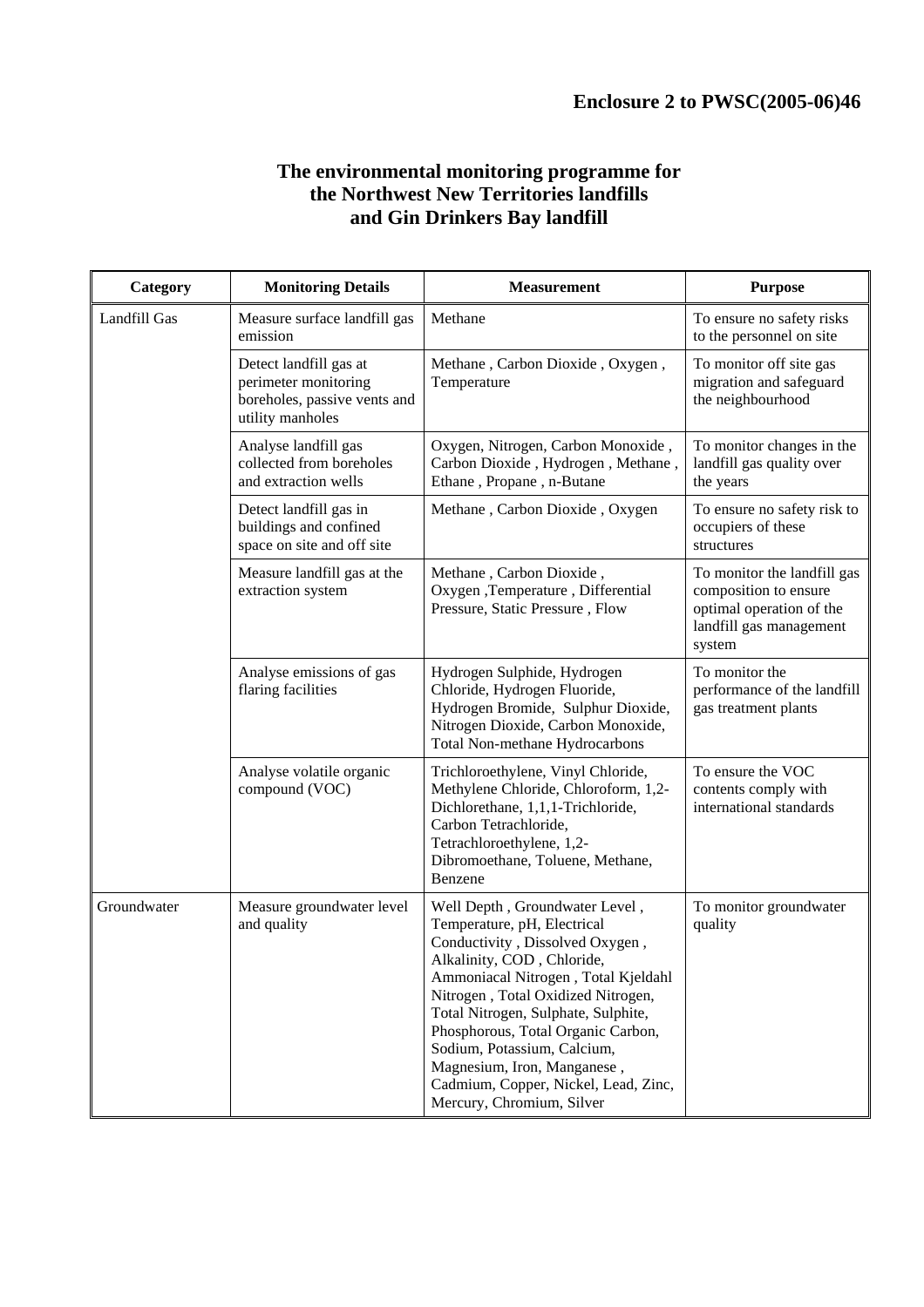**Enclosure 2 to PWSC(2005-06)46**

## The environmental monitoring programme for the Northwest New Territories landfills and Gin Drinkers Bay landfill

| Category | Monitoring Details | Measurement | Purpose |
|---|---|---|---|
| Landfill Gas | Measure surface landfill gas emission | Methane | To ensure no safety risks to the personnel on site |
| | Detect landfill gas at perimeter monitoring boreholes, passive vents and utility manholes | Methane , Carbon Dioxide , Oxygen , Temperature | To monitor off site gas migration and safeguard the neighbourhood |
| | Analyse landfill gas collected from boreholes and extraction wells | Oxygen, Nitrogen, Carbon Monoxide , Carbon Dioxide , Hydrogen , Methane , Ethane , Propane , n-Butane | To monitor changes in the landfill gas quality over the years |
| | Detect landfill gas in buildings and confined space on site and off site | Methane , Carbon Dioxide , Oxygen | To ensure no safety risk to occupiers of these structures |
| | Measure landfill gas at the extraction system | Methane , Carbon Dioxide , Oxygen ,Temperature , Differential Pressure, Static Pressure , Flow | To monitor the landfill gas composition to ensure optimal operation of the landfill gas management system |
| | Analyse emissions of gas flaring facilities | Hydrogen Sulphide, Hydrogen Chloride, Hydrogen Fluoride, Hydrogen Bromide, Sulphur Dioxide, Nitrogen Dioxide, Carbon Monoxide, Total Non-methane Hydrocarbons | To monitor the performance of the landfill gas treatment plants |
| | Analyse volatile organic compound (VOC) | Trichloroethylene, Vinyl Chloride, Methylene Chloride, Chloroform, 1,2-Dichlorethane, 1,1,1-Trichloride, Carbon Tetrachloride, Tetrachloroethylene, 1,2-Dibromoethane, Toluene, Methane, Benzene | To ensure the VOC contents comply with international standards |
| Groundwater | Measure groundwater level and quality | Well Depth , Groundwater Level , Temperature, pH, Electrical Conductivity , Dissolved Oxygen , Alkalinity, COD , Chloride, Ammoniacal Nitrogen , Total Kjeldahl Nitrogen , Total Oxidized Nitrogen, Total Nitrogen, Sulphate, Sulphite, Phosphorous, Total Organic Carbon, Sodium, Potassium, Calcium, Magnesium, Iron, Manganese , Cadmium, Copper, Nickel, Lead, Zinc, Mercury, Chromium, Silver | To monitor groundwater quality |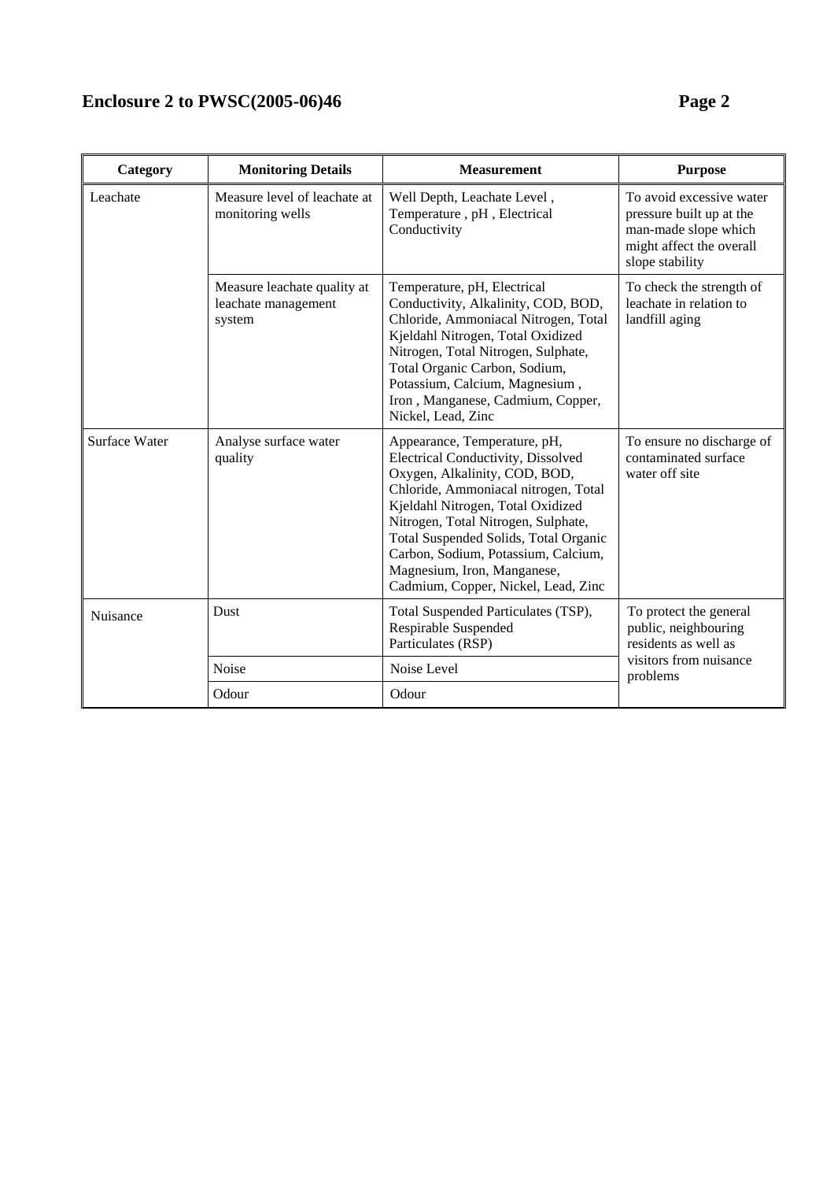| Category | Monitoring Details | Measurement | Purpose |
|---|---|---|---|
| Leachate | Measure level of leachate at monitoring wells | Well Depth, Leachate Level , Temperature , pH , Electrical Conductivity | To avoid excessive water pressure built up at the man-made slope which might affect the overall slope stability |
| | Measure leachate quality at leachate management system | Temperature, pH, Electrical Conductivity, Alkalinity, COD, BOD, Chloride, Ammoniacal Nitrogen, Total Kjeldahl Nitrogen, Total Oxidized Nitrogen, Total Nitrogen, Sulphate, Total Organic Carbon, Sodium, Potassium, Calcium, Magnesium , Iron , Manganese, Cadmium, Copper, Nickel, Lead, Zinc | To check the strength of leachate in relation to landfill aging |
| Surface Water | Analyse surface water quality | Appearance, Temperature, pH, Electrical Conductivity, Dissolved Oxygen, Alkalinity, COD, BOD, Chloride, Ammoniacal nitrogen, Total Kjeldahl Nitrogen, Total Oxidized Nitrogen, Total Nitrogen, Sulphate, Total Suspended Solids, Total Organic Carbon, Sodium, Potassium, Calcium, Magnesium, Iron, Manganese, Cadmium, Copper, Nickel, Lead, Zinc | To ensure no discharge of contaminated surface water off site |
| Nuisance | Dust | Total Suspended Particulates (TSP), Respirable Suspended Particulates (RSP) | To protect the general public, neighbouring residents as well as visitors from nuisance problems |
| | Noise | Noise Level | |
| | Odour | Odour | |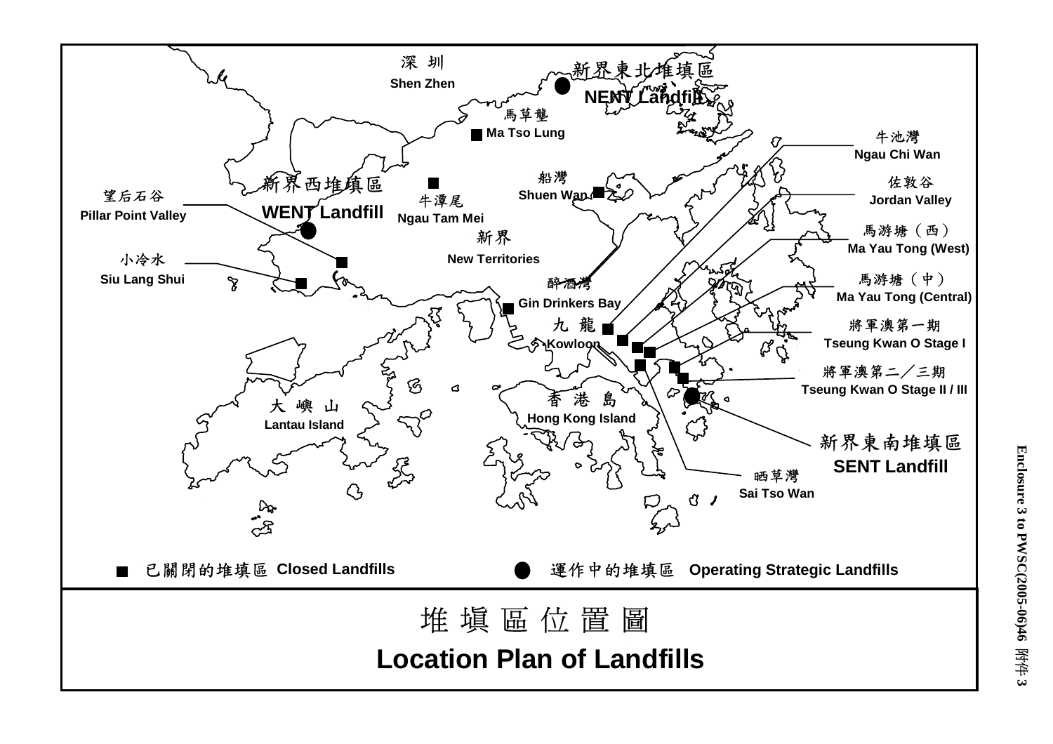Enclosure 3 to PWSC(2005-06)46 附件 3

深圳 Shen Zhen

新界東北堆填區 NENT Landfill

馬草壟 Ma Tso Lung

牛池灣 Ngau Chi Wan

新界西堆填區 WENT Landfill

望后石谷 Pillar Point Valley

牛潭尾 Ngau Tam Mei

船灣 Shuen Wan

佐敦谷 Jordan Valley

馬游塘（西） Ma Yau Tong (West)

新界 New Territories

小冷水 Siu Lang Shui

醉酒灣 Gin Drinkers Bay

馬游塘（中） Ma Yau Tong (Central)

九龍 Kowloon

將軍澳第一期 Tseung Kwan O Stage I

將軍澳第二／三期 Tseung Kwan O Stage II / III

大嶼山 Lantau Island

香港島 Hong Kong Island

新界東南堆填區 SENT Landfill

晒草灣 Sai Tso Wan

■ 已關閉的堆填區 Closed Landfills

● 運作中的堆填區 Operating Strategic Landfills

# 堆填區位置圖

# Location Plan of Landfills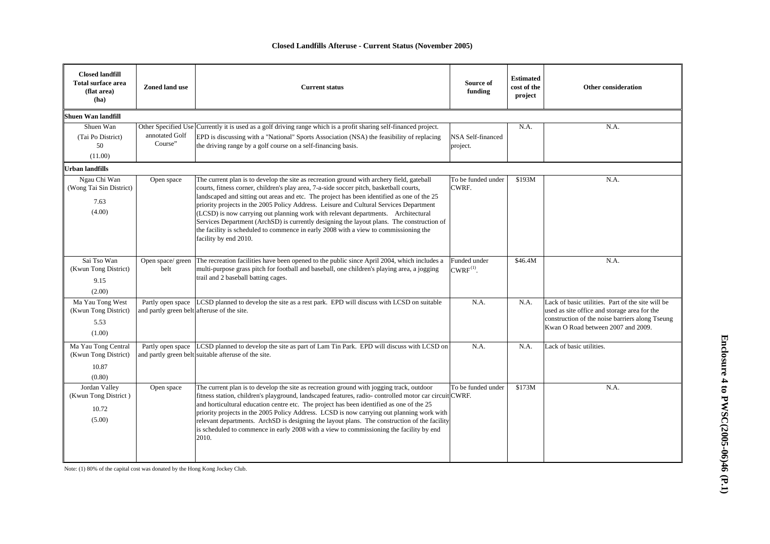# Closed Landfills Afteruse - Current Status (November 2005)

| Closed landfill<br>Total surface area<br>(flat area)<br>(ha) | Zoned land use | Current status | Source of funding | Estimated cost of the project | Other consideration |
|---|---|---|---|---|---|
| **Shuen Wan landfill** | | | | | |
| Shuen Wan<br>(Tai Po District)<br>50<br>(11.00) | Other Specified Use annotated Golf Course" | Currently it is used as a golf driving range which is a profit sharing self-financed project.<br>EPD is discussing with a "National" Sports Association (NSA) the feasibility of replacing the driving range by a golf course on a self-financing basis. | NSA Self-financed project. | N.A. | N.A. |
| **Urban landfills** | | | | | |
| Ngau Chi Wan<br>(Wong Tai Sin District)<br>7.63<br>(4.00) | Open space | The current plan is to develop the site as recreation ground with archery field, gateball courts, fitness corner, children's play area, 7-a-side soccer pitch, basketball courts, landscaped and sitting out areas and etc. The project has been identified as one of the 25 priority projects in the 2005 Policy Address. Leisure and Cultural Services Department (LCSD) is now carrying out planning work with relevant departments. Architectural Services Department (ArchSD) is currently designing the layout plans. The construction of the facility is scheduled to commence in early 2008 with a view to commissioning the facility by end 2010. | To be funded under CWRF. | \$193M | N.A. |
| Sai Tso Wan<br>(Kwun Tong District)<br>9.15<br>(2.00) | Open space/ green belt | The recreation facilities have been opened to the public since April 2004, which includes a multi-purpose grass pitch for football and baseball, one children's playing area, a jogging trail and 2 baseball batting cages. | Funded under CWRF[(1)]. | \$46.4M | N.A. |
| Ma Yau Tong West<br>(Kwun Tong District)<br>5.53<br>(1.00) | Partly open space and partly green belt | LCSD planned to develop the site as a rest park. EPD will discuss with LCSD on suitable afteruse of the site. | N.A. | N.A. | Lack of basic utilities. Part of the site will be used as site office and storage area for the construction of the noise barriers along Tseung Kwan O Road between 2007 and 2009. |
| Ma Yau Tong Central<br>(Kwun Tong District)<br>10.87<br>(0.80) | Partly open space and partly green belt | LCSD planned to develop the site as part of Lam Tin Park. EPD will discuss with LCSD on suitable afteruse of the site. | N.A. | N.A. | Lack of basic utilities. |
| Jordan Valley<br>(Kwun Tong District )<br>10.72<br>(5.00) | Open space | The current plan is to develop the site as recreation ground with jogging track, outdoor fitness station, children's playground, landscaped features, radio- controlled motor car circuit and horticultural education centre etc. The project has been identified as one of the 25 priority projects in the 2005 Policy Address. LCSD is now carrying out planning work with relevant departments. ArchSD is designing the layout plans. The construction of the facility is scheduled to commence in early 2008 with a view to commissioning the facility by end 2010. | To be funded under CWRF. | \$173M | N.A. |

Note: (1) 80% of the capital cost was donated by the Hong Kong Jockey Club.

**Enclosure 4 to PWSC(2005-06)46 (P.1)**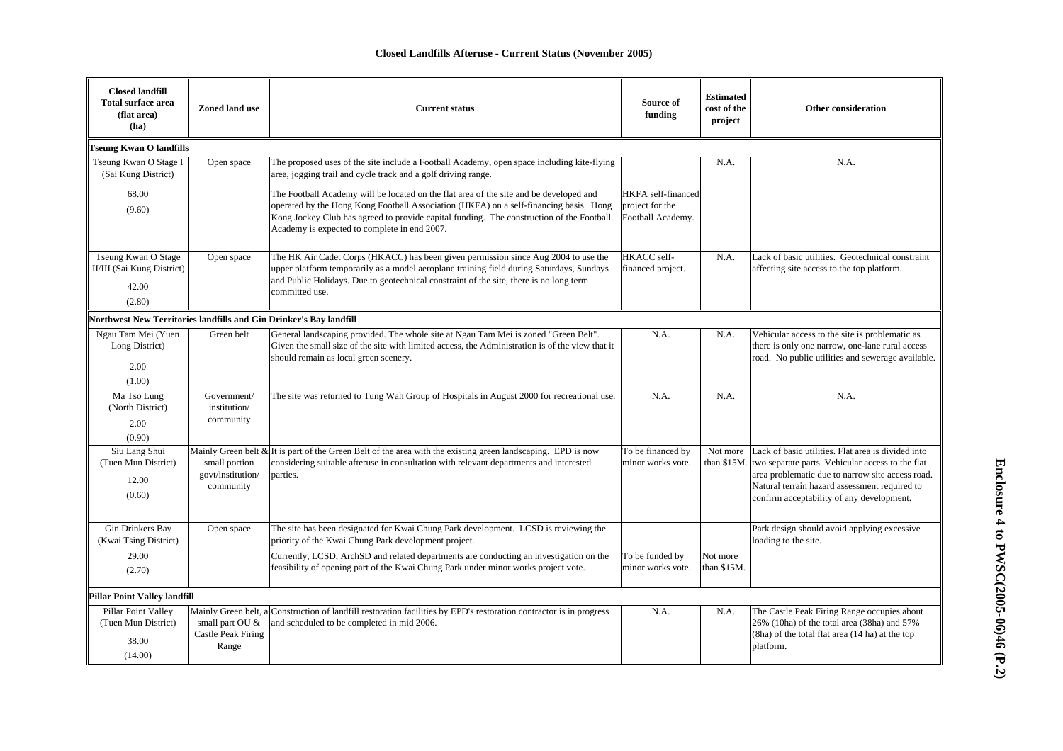# Closed Landfills Afteruse - Current Status (November 2005)

| Closed landfill Total surface area (flat area) (ha) | Zoned land use | Current status | Source of funding | Estimated cost of the project | Other consideration |
|---|---|---|---|---|---|
| **Tseung Kwan O landfills** | | | | | |
| Tseung Kwan O Stage I (Sai Kung District) 68.00 (9.60) | Open space | The proposed uses of the site include a Football Academy, open space including kite-flying area, jogging trail and cycle track and a golf driving range. The Football Academy will be located on the flat area of the site and be developed and operated by the Hong Kong Football Association (HKFA) on a self-financing basis. Hong Kong Jockey Club has agreed to provide capital funding. The construction of the Football Academy is expected to complete in end 2007. | HKFA self-financed project for the Football Academy. | N.A. | N.A. |
| Tseung Kwan O Stage II/III (Sai Kung District) 42.00 (2.80) | Open space | The HK Air Cadet Corps (HKACC) has been given permission since Aug 2004 to use the upper platform temporarily as a model aeroplane training field during Saturdays, Sundays and Public Holidays. Due to geotechnical constraint of the site, there is no long term committed use. | HKACC self-financed project. | N.A. | Lack of basic utilities. Geotechnical constraint affecting site access to the top platform. |
| **Northwest New Territories landfills and Gin Drinker's Bay landfill** | | | | | |
| Ngau Tam Mei (Yuen Long District) 2.00 (1.00) | Green belt | General landscaping provided. The whole site at Ngau Tam Mei is zoned "Green Belt". Given the small size of the site with limited access, the Administration is of the view that it should remain as local green scenery. | N.A. | N.A. | Vehicular access to the site is problematic as there is only one narrow, one-lane rural access road. No public utilities and sewerage available. |
| Ma Tso Lung (North District) 2.00 (0.90) | Government/ institution/ community | The site was returned to Tung Wah Group of Hospitals in August 2000 for recreational use. | N.A. | N.A. | N.A. |
| Siu Lang Shui (Tuen Mun District) 12.00 (0.60) | Mainly Green belt & small portion govt/institution/ community | It is part of the Green Belt of the area with the existing green landscaping. EPD is now considering suitable afteruse in consultation with relevant departments and interested parties. | To be financed by minor works vote. | Not more than $15M. | Lack of basic utilities. Flat area is divided into two separate parts. Vehicular access to the flat area problematic due to narrow site access road. Natural terrain hazard assessment required to confirm acceptability of any development. |
| Gin Drinkers Bay (Kwai Tsing District) 29.00 (2.70) | Open space | The site has been designated for Kwai Chung Park development. LCSD is reviewing the priority of the Kwai Chung Park development project. Currently, LCSD, ArchSD and related departments are conducting an investigation on the feasibility of opening part of the Kwai Chung Park under minor works project vote. | To be funded by minor works vote. | Not more than $15M. | Park design should avoid applying excessive loading to the site. |
| **Pillar Point Valley landfill** | | | | | |
| Pillar Point Valley (Tuen Mun District) 38.00 (14.00) | Mainly Green belt, a small part OU & Castle Peak Firing Range | Construction of landfill restoration facilities by EPD's restoration contractor is in progress and scheduled to be completed in mid 2006. | N.A. | N.A. | The Castle Peak Firing Range occupies about 26% (10ha) of the total area (38ha) and 57% (8ha) of the total flat area (14 ha) at the top platform. |

**Enclosure 4 to PWSC(2005-06)46 (P.2)**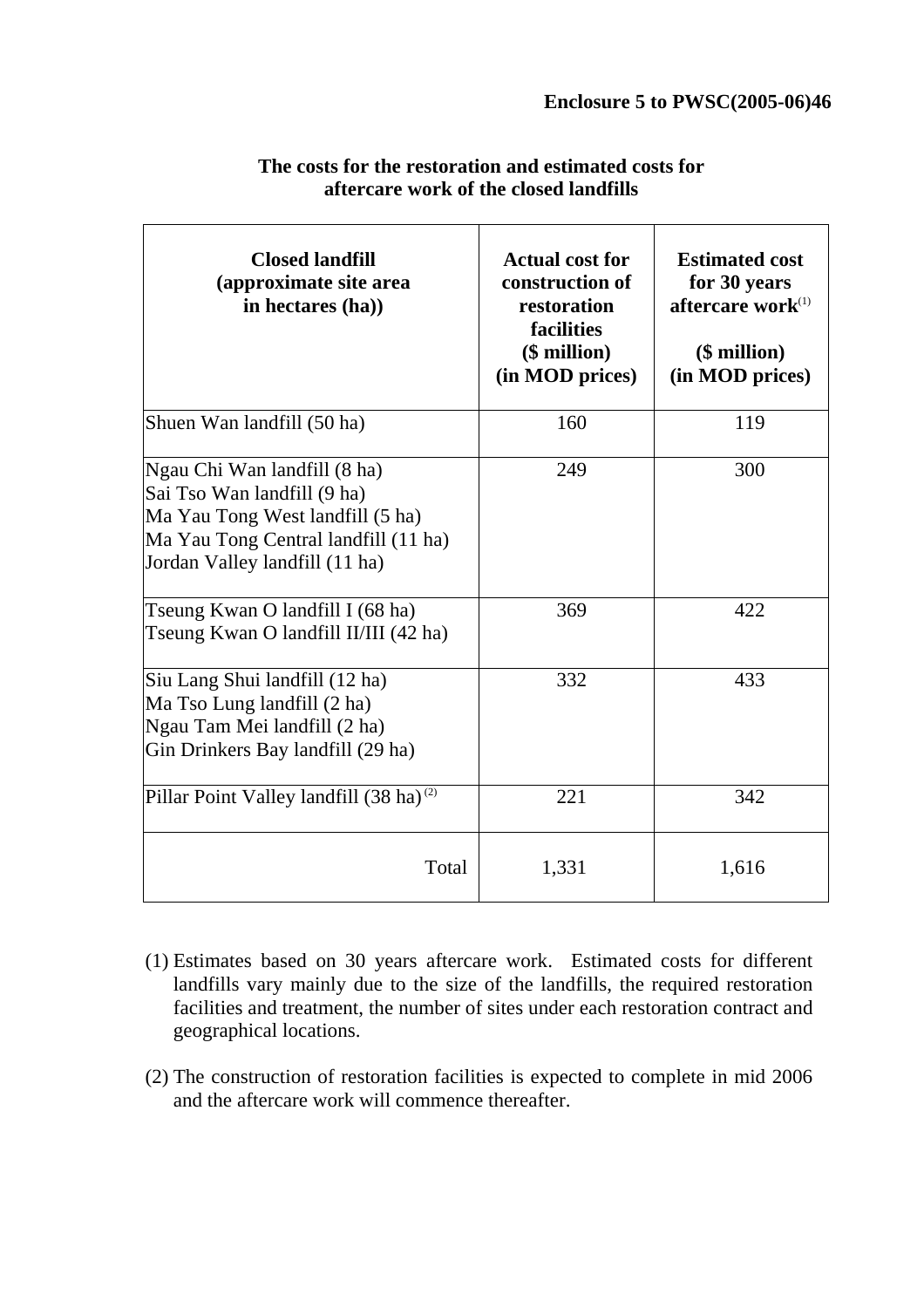**Enclosure 5 to PWSC(2005-06)46**

**The costs for the restoration and estimated costs for aftercare work of the closed landfills**

| **Closed landfill (approximate site area in hectares (ha))** | **Actual cost for construction of restoration facilities ($ million) (in MOD prices)** | **Estimated cost for 30 years aftercare work[(1)] ($ million) (in MOD prices)** |
|---|---|---|
| Shuen Wan landfill (50 ha) | 160 | 119 |
| Ngau Chi Wan landfill (8 ha)<br>Sai Tso Wan landfill (9 ha)<br>Ma Yau Tong West landfill (5 ha)<br>Ma Yau Tong Central landfill (11 ha)<br>Jordan Valley landfill (11 ha) | 249 | 300 |
| Tseung Kwan O landfill I (68 ha)<br>Tseung Kwan O landfill II/III (42 ha) | 369 | 422 |
| Siu Lang Shui landfill (12 ha)<br>Ma Tso Lung landfill (2 ha)<br>Ngau Tam Mei landfill (2 ha)<br>Gin Drinkers Bay landfill (29 ha) | 332 | 433 |
| Pillar Point Valley landfill (38 ha)[(2)] | 221 | 342 |
| Total | 1,331 | 1,616 |

(1) Estimates based on 30 years aftercare work. Estimated costs for different landfills vary mainly due to the size of the landfills, the required restoration facilities and treatment, the number of sites under each restoration contract and geographical locations.

(2) The construction of restoration facilities is expected to complete in mid 2006 and the aftercare work will commence thereafter.